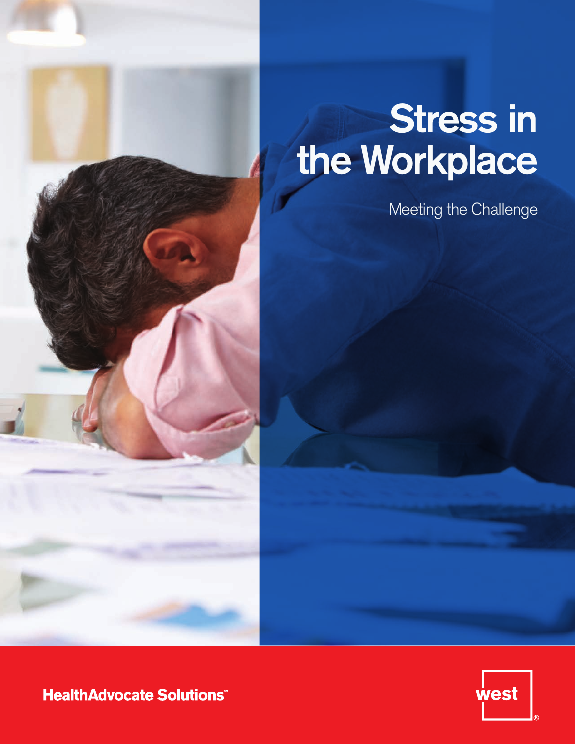# Stress in the Workplace

Meeting the Challenge

HealthAdvocate Solutions℠

west®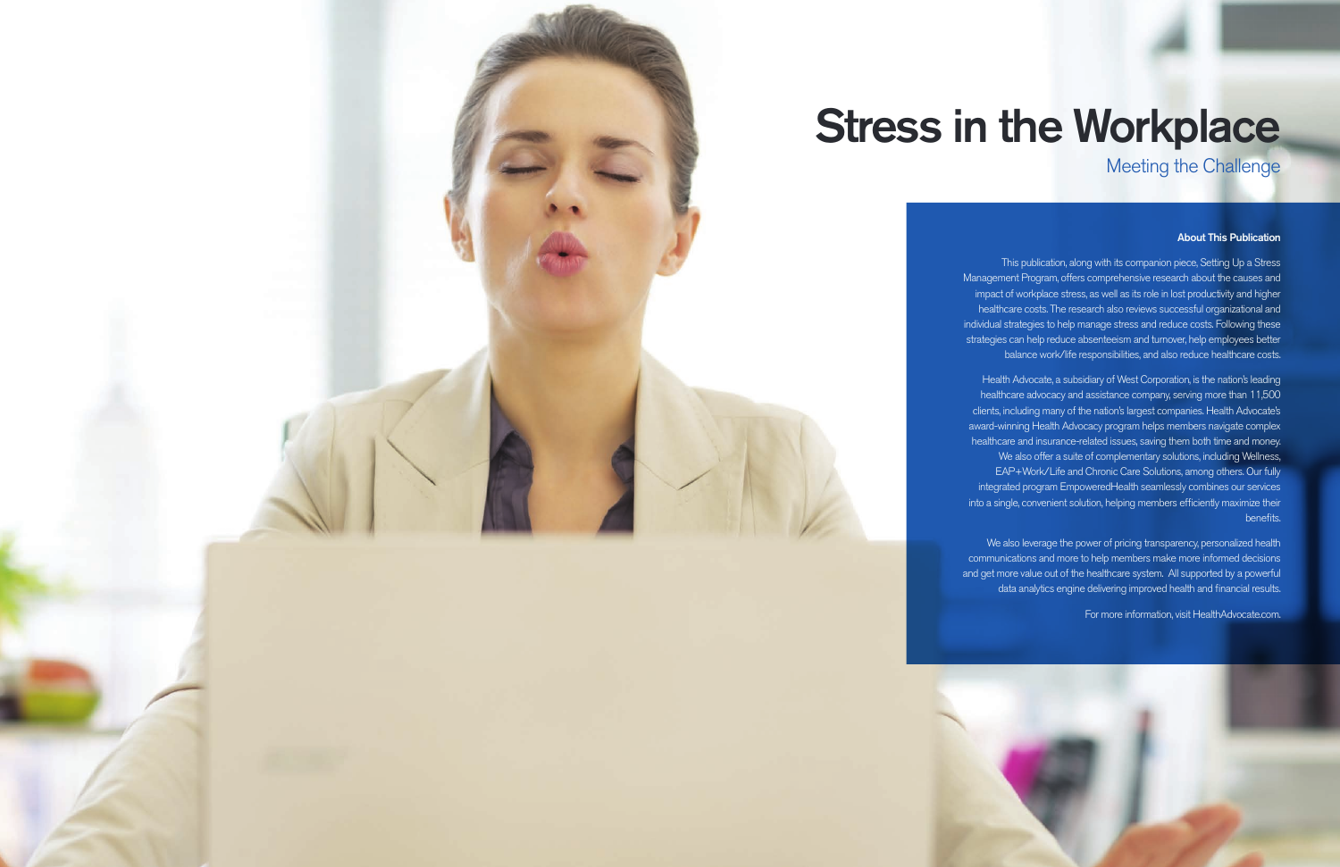# Stress in the Workplace

## Meeting the Challenge

### About This Publication

This publication, along with its companion piece, Setting Up a Stress Management Program, offers comprehensive research about the causes and impact of workplace stress, as well as its role in lost productivity and higher healthcare costs. The research also reviews successful organizational and individual strategies to help manage stress and reduce costs. Following these strategies can help reduce absenteeism and turnover, help employees better balance work/life responsibilities, and also reduce healthcare costs.

Health Advocate, a subsidiary of West Corporation, is the nation's leading healthcare advocacy and assistance company, serving more than 11,500 clients, including many of the nation's largest companies. Health Advocate's award-winning Health Advocacy program helps members navigate complex healthcare and insurance-related issues, saving them both time and money. We also offer a suite of complementary solutions, including Wellness, EAP+Work/Life and Chronic Care Solutions, among others. Our fully integrated program EmpoweredHealth seamlessly combines our services into a single, convenient solution, helping members efficiently maximize their benefits.

We also leverage the power of pricing transparency, personalized health communications and more to help members make more informed decisions and get more value out of the healthcare system. All supported by a powerful data analytics engine delivering improved health and financial results.

For more information, visit HealthAdvocate.com.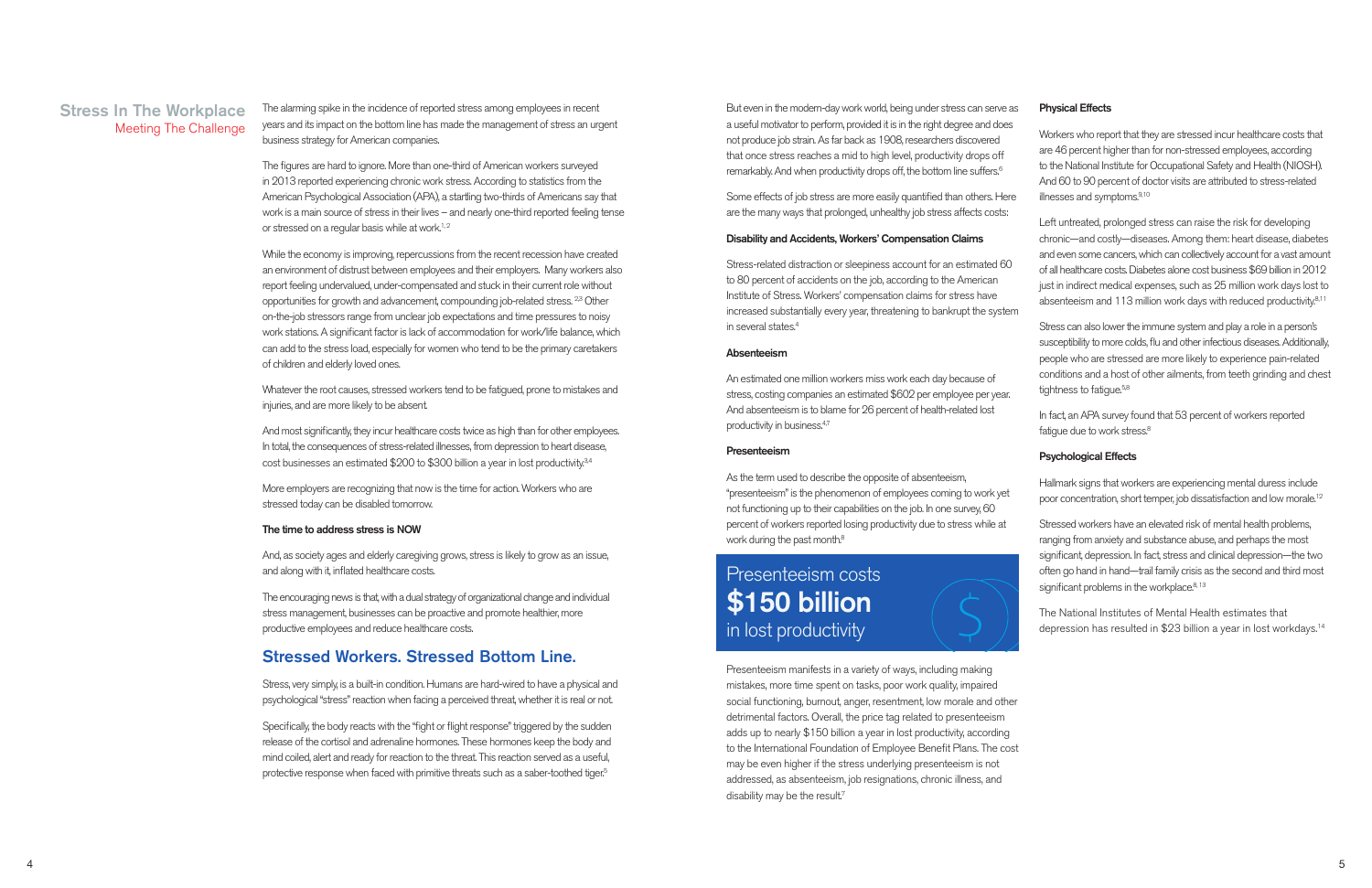## Stress In The Workplace

### Meeting The Challenge

The alarming spike in the incidence of reported stress among employees in recent years and its impact on the bottom line has made the management of stress an urgent business strategy for American companies.

The figures are hard to ignore. More than one-third of American workers surveyed in 2013 reported experiencing chronic work stress. According to statistics from the American Psychological Association (APA), a startling two-thirds of Americans say that work is a main source of stress in their lives – and nearly one-third reported feeling tense or stressed on a regular basis while at work.[1,2]

While the economy is improving, repercussions from the recent recession have created an environment of distrust between employees and their employers. Many workers also report feeling undervalued, under-compensated and stuck in their current role without opportunities for growth and advancement, compounding job-related stress.[2,3] Other on-the-job stressors range from unclear job expectations and time pressures to noisy work stations. A significant factor is lack of accommodation for work/life balance, which can add to the stress load, especially for women who tend to be the primary caretakers of children and elderly loved ones.

Whatever the root causes, stressed workers tend to be fatigued, prone to mistakes and injuries, and are more likely to be absent.

And most significantly, they incur healthcare costs twice as high than for other employees. In total, the consequences of stress-related illnesses, from depression to heart disease, cost businesses an estimated $200 to $300 billion a year in lost productivity.[3,4]

More employers are recognizing that now is the time for action. Workers who are stressed today can be disabled tomorrow.

**The time to address stress is NOW**

And, as society ages and elderly caregiving grows, stress is likely to grow as an issue, and along with it, inflated healthcare costs.

The encouraging news is that, with a dual strategy of organizational change and individual stress management, businesses can be proactive and promote healthier, more productive employees and reduce healthcare costs.

## Stressed Workers. Stressed Bottom Line.

Stress, very simply, is a built-in condition. Humans are hard-wired to have a physical and psychological "stress" reaction when facing a perceived threat, whether it is real or not.

Specifically, the body reacts with the "fight or flight response" triggered by the sudden release of the cortisol and adrenaline hormones. These hormones keep the body and mind coiled, alert and ready for reaction to the threat. This reaction served as a useful, protective response when faced with primitive threats such as a saber-toothed tiger.[5]

But even in the modern-day work world, being under stress can serve as a useful motivator to perform, provided it is in the right degree and does not produce job strain. As far back as 1908, researchers discovered that once stress reaches a mid to high level, productivity drops off remarkably. And when productivity drops off, the bottom line suffers.[6]

Some effects of job stress are more easily quantified than others. Here are the many ways that prolonged, unhealthy job stress affects costs:

**Disability and Accidents, Workers' Compensation Claims**

Stress-related distraction or sleepiness account for an estimated 60 to 80 percent of accidents on the job, according to the American Institute of Stress. Workers' compensation claims for stress have increased substantially every year, threatening to bankrupt the system in several states.[4]

**Absenteeism**

An estimated one million workers miss work each day because of stress, costing companies an estimated $602 per employee per year. And absenteeism is to blame for 26 percent of health-related lost productivity in business.[4,7]

**Presenteeism**

As the term used to describe the opposite of absenteeism, "presenteeism" is the phenomenon of employees coming to work yet not functioning up to their capabilities on the job. In one survey, 60 percent of workers reported losing productivity due to stress while at work during the past month.[8]

> Presenteeism costs **$150 billion** in lost productivity

Presenteeism manifests in a variety of ways, including making mistakes, more time spent on tasks, poor work quality, impaired social functioning, burnout, anger, resentment, low morale and other detrimental factors. Overall, the price tag related to presenteeism adds up to nearly $150 billion a year in lost productivity, according to the International Foundation of Employee Benefit Plans. The cost may be even higher if the stress underlying presenteeism is not addressed, as absenteeism, job resignations, chronic illness, and disability may be the result.[7]

**Physical Effects**

Workers who report that they are stressed incur healthcare costs that are 46 percent higher than for non-stressed employees, according to the National Institute for Occupational Safety and Health (NIOSH). And 60 to 90 percent of doctor visits are attributed to stress-related illnesses and symptoms.[9,10]

Left untreated, prolonged stress can raise the risk for developing chronic—and costly—diseases. Among them: heart disease, diabetes and even some cancers, which can collectively account for a vast amount of all healthcare costs. Diabetes alone cost business $69 billion in 2012 just in indirect medical expenses, such as 25 million work days lost to absenteeism and 113 million work days with reduced productivity.[8,11]

Stress can also lower the immune system and play a role in a person's susceptibility to more colds, flu and other infectious diseases. Additionally, people who are stressed are more likely to experience pain-related conditions and a host of other ailments, from teeth grinding and chest tightness to fatigue.[5,8]

In fact, an APA survey found that 53 percent of workers reported fatigue due to work stress.[8]

**Psychological Effects**

Hallmark signs that workers are experiencing mental duress include poor concentration, short temper, job dissatisfaction and low morale.[12]

Stressed workers have an elevated risk of mental health problems, ranging from anxiety and substance abuse, and perhaps the most significant, depression. In fact, stress and clinical depression—the two often go hand in hand—trail family crisis as the second and third most significant problems in the workplace.[8,13]

The National Institutes of Mental Health estimates that depression has resulted in $23 billion a year in lost workdays.[14]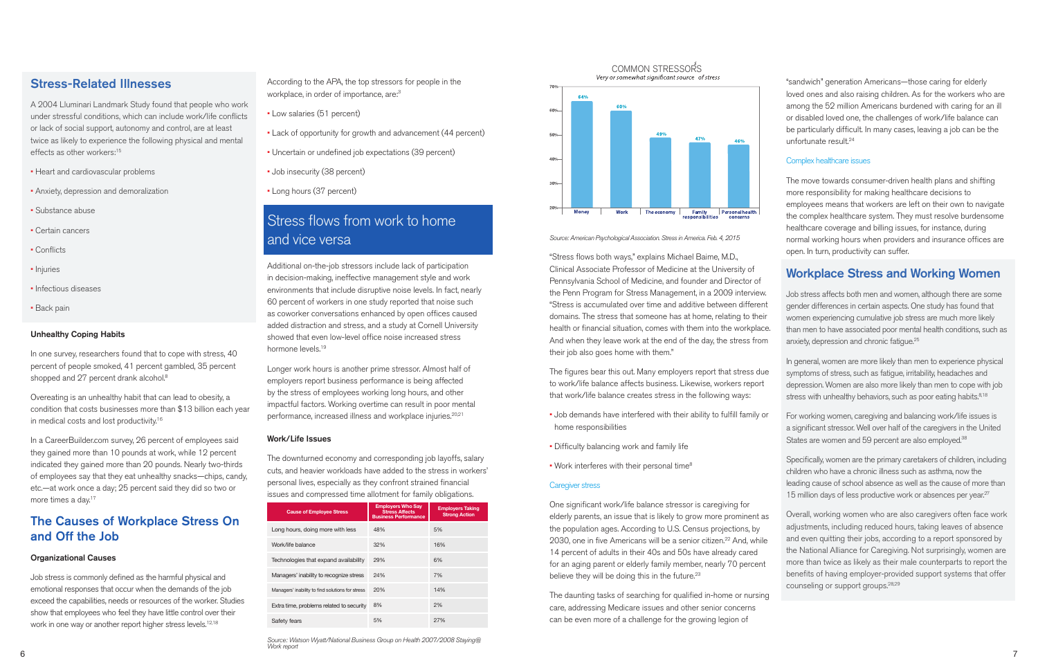## Stress-Related Illnesses

A 2004 Lluminari Landmark Study found that people who work under stressful conditions, which can include work/life conflicts or lack of social support, autonomy and control, are at least twice as likely to experience the following physical and mental effects as other workers:[15]

- Heart and cardiovascular problems
- Anxiety, depression and demoralization
- Substance abuse
- Certain cancers
- Conflicts
- Injuries
- Infectious diseases
- Back pain

### Unhealthy Coping Habits

In one survey, researchers found that to cope with stress, 40 percent of people smoked, 41 percent gambled, 35 percent shopped and 27 percent drank alcohol.[8]

Overeating is an unhealthy habit that can lead to obesity, a condition that costs businesses more than $13 billion each year in medical costs and lost productivity.[16]

In a CareerBuilder.com survey, 26 percent of employees said they gained more than 10 pounds at work, while 12 percent indicated they gained more than 20 pounds. Nearly two-thirds of employees say that they eat unhealthy snacks—chips, candy, etc.—at work once a day; 25 percent said they did so two or more times a day.[17]

## The Causes of Workplace Stress On and Off the Job

### Organizational Causes

Job stress is commonly defined as the harmful physical and emotional responses that occur when the demands of the job exceed the capabilities, needs or resources of the worker. Studies show that employees who feel they have little control over their work in one way or another report higher stress levels.[12,18]

According to the APA, the top stressors for people in the workplace, in order of importance, are:[3]

- Low salaries (51 percent)
- Lack of opportunity for growth and advancement (44 percent)
- Uncertain or undefined job expectations (39 percent)
- Job insecurity (38 percent)
- Long hours (37 percent)

## Stress flows from work to home and vice versa

Additional on-the-job stressors include lack of participation in decision-making, ineffective management style and work environments that include disruptive noise levels. In fact, nearly 60 percent of workers in one study reported that noise such as coworker conversations enhanced by open offices caused added distraction and stress, and a study at Cornell University showed that even low-level office noise increased stress hormone levels.[19]

Longer work hours is another prime stressor. Almost half of employers report business performance is being affected by the stress of employees working long hours, and other impactful factors. Working overtime can result in poor mental performance, increased illness and workplace injuries.[20,21]

### Work/Life Issues

The downturned economy and corresponding job layoffs, salary cuts, and heavier workloads have added to the stress in workers' personal lives, especially as they confront strained financial issues and compressed time allotment for family obligations.

| Cause of Employee Stress | Employers Who Say Stress Affects Business Performance | Employers Taking Strong Action |
|---|---|---|
| Long hours, doing more with less | 48% | 5% |
| Work/life balance | 32% | 16% |
| Technologies that expand availability | 29% | 6% |
| Managers' inability to recognize stress | 24% | 7% |
| Managers' inability to find solutions for stress | 20% | 14% |
| Extra time, problems related to security | 8% | 2% |
| Safety fears | 5% | 27% |

*Source: Watson Wyatt/National Business Group on Health 2007/2008 Staying@ Work report*

COMMON STRESSORS[5]

*Very or somewhat significant source of stress*

70%
60%
50%
40%
30%
20%

64% Money
60% Work
49% The economy
47% Family responsibilities
46% Personal health concerns

*Source: American Psychological Association. Stress in America. Feb. 4, 2015*

"Stress flows both ways," explains Michael Baime, M.D., Clinical Associate Professor of Medicine at the University of Pennsylvania School of Medicine, and founder and Director of the Penn Program for Stress Management, in a 2009 interview. "Stress is accumulated over time and additive between different domains. The stress that someone has at home, relating to their health or financial situation, comes with them into the workplace. And when they leave work at the end of the day, the stress from their job also goes home with them."

The figures bear this out. Many employers report that stress due to work/life balance affects business. Likewise, workers report that work/life balance creates stress in the following ways:

- Job demands have interfered with their ability to fulfill family or home responsibilities
- Difficulty balancing work and family life
- Work interferes with their personal time[8]

### Caregiver stress

One significant work/life balance stressor is caregiving for elderly parents, an issue that is likely to grow more prominent as the population ages. According to U.S. Census projections, by 2030, one in five Americans will be a senior citizen.[22] And, while 14 percent of adults in their 40s and 50s have already cared for an aging parent or elderly family member, nearly 70 percent believe they will be doing this in the future.[23]

The daunting tasks of searching for qualified in-home or nursing care, addressing Medicare issues and other senior concerns can be even more of a challenge for the growing legion of "sandwich" generation Americans—those caring for elderly loved ones and also raising children. As for the workers who are among the 52 million Americans burdened with caring for an ill or disabled loved one, the challenges of work/life balance can be particularly difficult. In many cases, leaving a job can be the unfortunate result.[24]

### Complex healthcare issues

The move towards consumer-driven health plans and shifting more responsibility for making healthcare decisions to employees means that workers are left on their own to navigate the complex healthcare system. They must resolve burdensome healthcare coverage and billing issues, for instance, during normal working hours when providers and insurance offices are open. In turn, productivity can suffer.

## Workplace Stress and Working Women

Job stress affects both men and women, although there are some gender differences in certain aspects. One study has found that women experiencing cumulative job stress are much more likely than men to have associated poor mental health conditions, such as anxiety, depression and chronic fatigue.[25]

In general, women are more likely than men to experience physical symptoms of stress, such as fatigue, irritability, headaches and depression. Women are also more likely than men to cope with job stress with unhealthy behaviors, such as poor eating habits.[8,18]

For working women, caregiving and balancing work/life issues is a significant stressor. Well over half of the caregivers in the United States are women and 59 percent are also employed.[38]

Specifically, women are the primary caretakers of children, including children who have a chronic illness such as asthma, now the leading cause of school absence as well as the cause of more than 15 million days of less productive work or absences per year.[27]

Overall, working women who are also caregivers often face work adjustments, including reduced hours, taking leaves of absence and even quitting their jobs, according to a report sponsored by the National Alliance for Caregiving. Not surprisingly, women are more than twice as likely as their male counterparts to report the benefits of having employer-provided support systems that offer counseling or support groups.[28,29]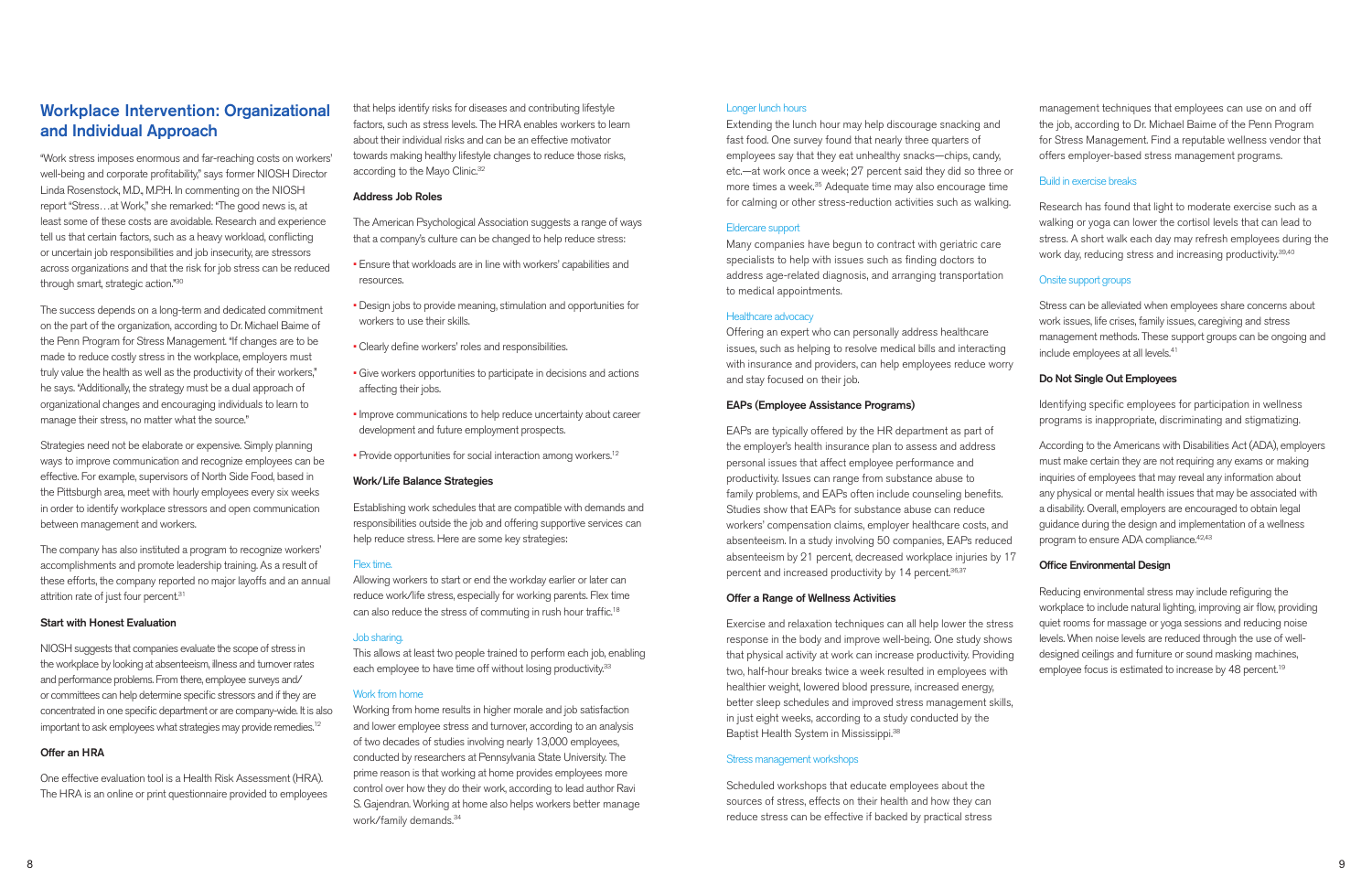## Workplace Intervention: Organizational and Individual Approach

"Work stress imposes enormous and far-reaching costs on workers' well-being and corporate profitability," says former NIOSH Director Linda Rosenstock, M.D., M.P.H. In commenting on the NIOSH report "Stress…at Work," she remarked: "The good news is, at least some of these costs are avoidable. Research and experience tell us that certain factors, such as a heavy workload, conflicting or uncertain job responsibilities and job insecurity, are stressors across organizations and that the risk for job stress can be reduced through smart, strategic action."[30]

The success depends on a long-term and dedicated commitment on the part of the organization, according to Dr. Michael Baime of the Penn Program for Stress Management. "If changes are to be made to reduce costly stress in the workplace, employers must truly value the health as well as the productivity of their workers," he says. "Additionally, the strategy must be a dual approach of organizational changes and encouraging individuals to learn to manage their stress, no matter what the source."

Strategies need not be elaborate or expensive. Simply planning ways to improve communication and recognize employees can be effective. For example, supervisors of North Side Food, based in the Pittsburgh area, meet with hourly employees every six weeks in order to identify workplace stressors and open communication between management and workers.

The company has also instituted a program to recognize workers' accomplishments and promote leadership training. As a result of these efforts, the company reported no major layoffs and an annual attrition rate of just four percent.[31]

### Start with Honest Evaluation

NIOSH suggests that companies evaluate the scope of stress in the workplace by looking at absenteeism, illness and turnover rates and performance problems. From there, employee surveys and/or committees can help determine specific stressors and if they are concentrated in one specific department or are company-wide. It is also important to ask employees what strategies may provide remedies.[12]

### Offer an HRA

One effective evaluation tool is a Health Risk Assessment (HRA). The HRA is an online or print questionnaire provided to employees that helps identify risks for diseases and contributing lifestyle factors, such as stress levels. The HRA enables workers to learn about their individual risks and can be an effective motivator towards making healthy lifestyle changes to reduce those risks, according to the Mayo Clinic.[32]

### Address Job Roles

The American Psychological Association suggests a range of ways that a company's culture can be changed to help reduce stress:

- Ensure that workloads are in line with workers' capabilities and resources.
- Design jobs to provide meaning, stimulation and opportunities for workers to use their skills.
- Clearly define workers' roles and responsibilities.
- Give workers opportunities to participate in decisions and actions affecting their jobs.
- Improve communications to help reduce uncertainty about career development and future employment prospects.
- Provide opportunities for social interaction among workers.[12]

### Work/Life Balance Strategies

Establishing work schedules that are compatible with demands and responsibilities outside the job and offering supportive services can help reduce stress. Here are some key strategies:

#### Flex time.

Allowing workers to start or end the workday earlier or later can reduce work/life stress, especially for working parents. Flex time can also reduce the stress of commuting in rush hour traffic.[18]

#### Job sharing.

This allows at least two people trained to perform each job, enabling each employee to have time off without losing productivity.[33]

#### Work from home

Working from home results in higher morale and job satisfaction and lower employee stress and turnover, according to an analysis of two decades of studies involving nearly 13,000 employees, conducted by researchers at Pennsylvania State University. The prime reason is that working at home provides employees more control over how they do their work, according to lead author Ravi S. Gajendran. Working at home also helps workers better manage work/family demands.[34]

#### Longer lunch hours

Extending the lunch hour may help discourage snacking and fast food. One survey found that nearly three quarters of employees say that they eat unhealthy snacks—chips, candy, etc.—at work once a week; 27 percent said they did so three or more times a week.[35] Adequate time may also encourage time for calming or other stress-reduction activities such as walking.

#### Eldercare support

Many companies have begun to contract with geriatric care specialists to help with issues such as finding doctors to address age-related diagnosis, and arranging transportation to medical appointments.

#### Healthcare advocacy

Offering an expert who can personally address healthcare issues, such as helping to resolve medical bills and interacting with insurance and providers, can help employees reduce worry and stay focused on their job.

### EAPs (Employee Assistance Programs)

EAPs are typically offered by the HR department as part of the employer's health insurance plan to assess and address personal issues that affect employee performance and productivity. Issues can range from substance abuse to family problems, and EAPs often include counseling benefits. Studies show that EAPs for substance abuse can reduce workers' compensation claims, employer healthcare costs, and absenteeism. In a study involving 50 companies, EAPs reduced absenteeism by 21 percent, decreased workplace injuries by 17 percent and increased productivity by 14 percent.[36,37]

### Offer a Range of Wellness Activities

Exercise and relaxation techniques can all help lower the stress response in the body and improve well-being. One study shows that physical activity at work can increase productivity. Providing two, half-hour breaks twice a week resulted in employees with healthier weight, lowered blood pressure, increased energy, better sleep schedules and improved stress management skills, in just eight weeks, according to a study conducted by the Baptist Health System in Mississippi.[38]

#### Stress management workshops

Scheduled workshops that educate employees about the sources of stress, effects on their health and how they can reduce stress can be effective if backed by practical stress management techniques that employees can use on and off the job, according to Dr. Michael Baime of the Penn Program for Stress Management. Find a reputable wellness vendor that offers employer-based stress management programs.

#### Build in exercise breaks

Research has found that light to moderate exercise such as a walking or yoga can lower the cortisol levels that can lead to stress. A short walk each day may refresh employees during the work day, reducing stress and increasing productivity.[39,40]

#### Onsite support groups

Stress can be alleviated when employees share concerns about work issues, life crises, family issues, caregiving and stress management methods. These support groups can be ongoing and include employees at all levels.[41]

### Do Not Single Out Employees

Identifying specific employees for participation in wellness programs is inappropriate, discriminating and stigmatizing.

According to the Americans with Disabilities Act (ADA), employers must make certain they are not requiring any exams or making inquiries of employees that may reveal any information about any physical or mental health issues that may be associated with a disability. Overall, employers are encouraged to obtain legal guidance during the design and implementation of a wellness program to ensure ADA compliance.[42,43]

### Office Environmental Design

Reducing environmental stress may include refiguring the workplace to include natural lighting, improving air flow, providing quiet rooms for massage or yoga sessions and reducing noise levels. When noise levels are reduced through the use of well-designed ceilings and furniture or sound masking machines, employee focus is estimated to increase by 48 percent.[19]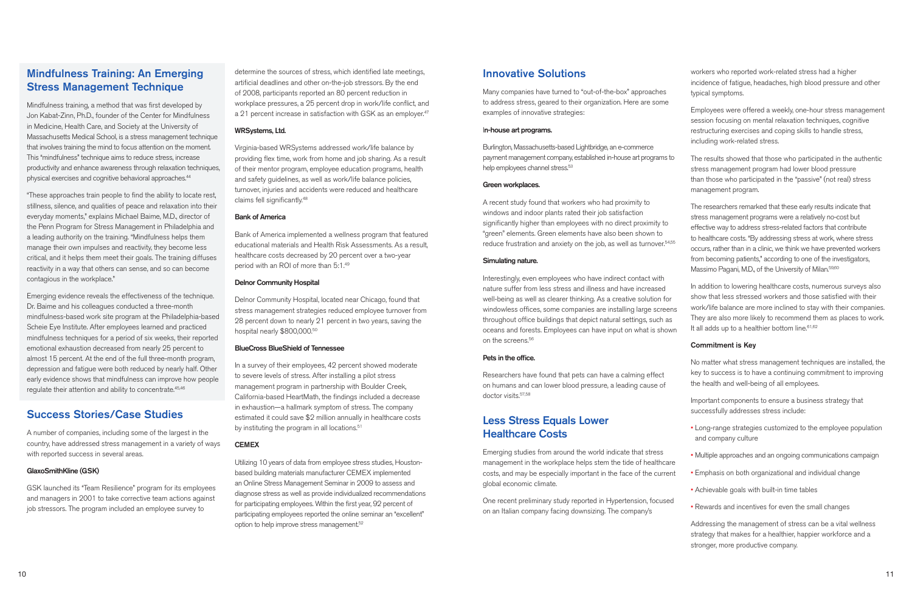## Mindfulness Training: An Emerging Stress Management Technique

Mindfulness training, a method that was first developed by Jon Kabat-Zinn, Ph.D., founder of the Center for Mindfulness in Medicine, Health Care, and Society at the University of Massachusetts Medical School, is a stress management technique that involves training the mind to focus attention on the moment. This "mindfulness" technique aims to reduce stress, increase productivity and enhance awareness through relaxation techniques, physical exercises and cognitive behavioral approaches.[44]

"These approaches train people to find the ability to locate rest, stillness, silence, and qualities of peace and relaxation into their everyday moments," explains Michael Baime, M.D., director of the Penn Program for Stress Management in Philadelphia and a leading authority on the training. "Mindfulness helps them manage their own impulses and reactivity, they become less critical, and it helps them meet their goals. The training diffuses reactivity in a way that others can sense, and so can become contagious in the workplace."

Emerging evidence reveals the effectiveness of the technique. Dr. Baime and his colleagues conducted a three-month mindfulness-based work site program at the Philadelphia-based Scheie Eye Institute. After employees learned and practiced mindfulness techniques for a period of six weeks, their reported emotional exhaustion decreased from nearly 25 percent to almost 15 percent. At the end of the full three-month program, depression and fatigue were both reduced by nearly half. Other early evidence shows that mindfulness can improve how people regulate their attention and ability to concentrate.[45,46]

## Success Stories/Case Studies

A number of companies, including some of the largest in the country, have addressed stress management in a variety of ways with reported success in several areas.

### GlaxoSmithKline (GSK)

GSK launched its "Team Resilience" program for its employees and managers in 2001 to take corrective team actions against job stressors. The program included an employee survey to determine the sources of stress, which identified late meetings, artificial deadlines and other on-the-job stressors. By the end of 2008, participants reported an 80 percent reduction in workplace pressures, a 25 percent drop in work/life conflict, and a 21 percent increase in satisfaction with GSK as an employer.[47]

### WRSystems, Ltd.

Virginia-based WRSystems addressed work/life balance by providing flex time, work from home and job sharing. As a result of their mentor program, employee education programs, health and safety guidelines, as well as work/life balance policies, turnover, injuries and accidents were reduced and healthcare claims fell significantly.[48]

### Bank of America

Bank of America implemented a wellness program that featured educational materials and Health Risk Assessments. As a result, healthcare costs decreased by 20 percent over a two-year period with an ROI of more than 5:1.[49]

### Delnor Community Hospital

Delnor Community Hospital, located near Chicago, found that stress management strategies reduced employee turnover from 28 percent down to nearly 21 percent in two years, saving the hospital nearly $800,000.[50]

### BlueCross BlueShield of Tennessee

In a survey of their employees, 42 percent showed moderate to severe levels of stress. After installing a pilot stress management program in partnership with Boulder Creek, California-based HeartMath, the findings included a decrease in exhaustion—a hallmark symptom of stress. The company estimated it could save $2 million annually in healthcare costs by instituting the program in all locations.[51]

### CEMEX

Utilizing 10 years of data from employee stress studies, Houston-based building materials manufacturer CEMEX implemented an Online Stress Management Seminar in 2009 to assess and diagnose stress as well as provide individualized recommendations for participating employees. Within the first year, 92 percent of participating employees reported the online seminar an "excellent" option to help improve stress management.[52]

## Innovative Solutions

Many companies have turned to "out-of-the-box" approaches to address stress, geared to their organization. Here are some examples of innovative strategies:

### In-house art programs.

Burlington, Massachusetts-based Lightbridge, an e-commerce payment management company, established in-house art programs to help employees channel stress.[53]

### Green workplaces.

A recent study found that workers who had proximity to windows and indoor plants rated their job satisfaction significantly higher than employees with no direct proximity to "green" elements. Green elements have also been shown to reduce frustration and anxiety on the job, as well as turnover.[54,55]

### Simulating nature.

Interestingly, even employees who have indirect contact with nature suffer from less stress and illness and have increased well-being as well as clearer thinking. As a creative solution for windowless offices, some companies are installing large screens throughout office buildings that depict natural settings, such as oceans and forests. Employees can have input on what is shown on the screens.[56]

### Pets in the office.

Researchers have found that pets can have a calming effect on humans and can lower blood pressure, a leading cause of doctor visits.[57,58]

## Less Stress Equals Lower Healthcare Costs

Emerging studies from around the world indicate that stress management in the workplace helps stem the tide of healthcare costs, and may be especially important in the face of the current global economic climate.

One recent preliminary study reported in Hypertension, focused on an Italian company facing downsizing. The company's workers who reported work-related stress had a higher incidence of fatigue, headaches, high blood pressure and other typical symptoms.

Employees were offered a weekly, one-hour stress management session focusing on mental relaxation techniques, cognitive restructuring exercises and coping skills to handle stress, including work-related stress.

The results showed that those who participated in the authentic stress management program had lower blood pressure than those who participated in the "passive" (not real) stress management program.

The researchers remarked that these early results indicate that stress management programs were a relatively no-cost but effective way to address stress-related factors that contribute to healthcare costs. "By addressing stress at work, where stress occurs, rather than in a clinic, we think we have prevented workers from becoming patients," according to one of the investigators, Massimo Pagani, M.D., of the University of Milan.[59,60]

In addition to lowering healthcare costs, numerous surveys also show that less stressed workers and those satisfied with their work/life balance are more inclined to stay with their companies. They are also more likely to recommend them as places to work. It all adds up to a healthier bottom line.[61,62]

### Commitment is Key

No matter what stress management techniques are installed, the key to success is to have a continuing commitment to improving the health and well-being of all employees.

Important components to ensure a business strategy that successfully addresses stress include:

- Long-range strategies customized to the employee population and company culture
- Multiple approaches and an ongoing communications campaign
- Emphasis on both organizational and individual change
- Achievable goals with built-in time tables
- Rewards and incentives for even the small changes

Addressing the management of stress can be a vital wellness strategy that makes for a healthier, happier workforce and a stronger, more productive company.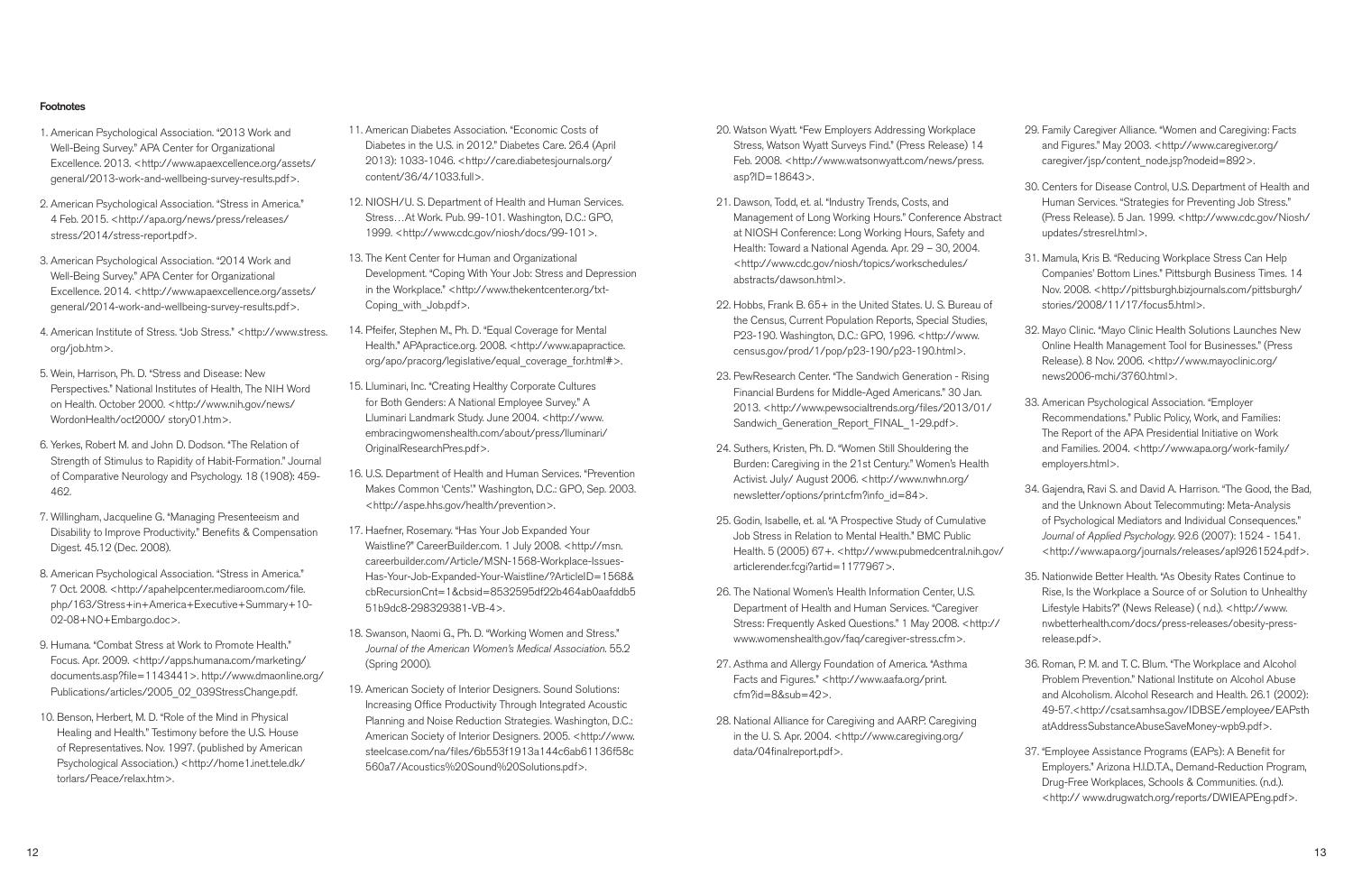#### Footnotes

1. American Psychological Association. "2013 Work and Well-Being Survey." APA Center for Organizational Excellence. 2013. <http://www.apaexcellence.org/assets/general/2013-work-and-wellbeing-survey-results.pdf>.

2. American Psychological Association. "Stress in America." 4 Feb. 2015. <http://apa.org/news/press/releases/stress/2014/stress-report.pdf>.

3. American Psychological Association. "2014 Work and Well-Being Survey." APA Center for Organizational Excellence. 2014. <http://www.apaexcellence.org/assets/general/2014-work-and-wellbeing-survey-results.pdf>.

4. American Institute of Stress. "Job Stress." <http://www.stress.org/job.htm>.

5. Wein, Harrison, Ph. D. "Stress and Disease: New Perspectives." National Institutes of Health, The NIH Word on Health. October 2000. <http://www.nih.gov/news/WordonHealth/oct2000/ story01.htm>.

6. Yerkes, Robert M. and John D. Dodson. "The Relation of Strength of Stimulus to Rapidity of Habit-Formation." Journal of Comparative Neurology and Psychology. 18 (1908): 459-462.

7. Willingham, Jacqueline G. "Managing Presenteeism and Disability to Improve Productivity." Benefits & Compensation Digest. 45.12 (Dec. 2008).

8. American Psychological Association. "Stress in America." 7 Oct. 2008. <http://apahelpcenter.mediaroom.com/file.php/163/Stress+in+America+Executive+Summary+10-02-08+NO+Embargo.doc>.

9. Humana. "Combat Stress at Work to Promote Health." Focus. Apr. 2009. <http://apps.humana.com/marketing/documents.asp?file=1143441>. http://www.dmaonline.org/Publications/articles/2005_02_039StressChange.pdf.

10. Benson, Herbert, M. D. "Role of the Mind in Physical Healing and Health." Testimony before the U.S. House of Representatives. Nov. 1997. (published by American Psychological Association.) <http://home1.inet.tele.dk/torlars/Peace/relax.htm>.

11. American Diabetes Association. "Economic Costs of Diabetes in the U.S. in 2012." Diabetes Care. 26.4 (April 2013): 1033-1046. <http://care.diabetesjournals.org/content/36/4/1033.full>.

12. NIOSH/U. S. Department of Health and Human Services. Stress…At Work. Pub. 99-101. Washington, D.C.: GPO, 1999. <http://www.cdc.gov/niosh/docs/99-101>.

13. The Kent Center for Human and Organizational Development. "Coping With Your Job: Stress and Depression in the Workplace." <http://www.thekentcenter.org/txt-Coping_with_Job.pdf>.

14. Pfeifer, Stephen M., Ph. D. "Equal Coverage for Mental Health." APApractice.org. 2008. <http://www.apapractice.org/apo/pracorg/legislative/equal_coverage_for.html#>.

15. Lluminari, Inc. "Creating Healthy Corporate Cultures for Both Genders: A National Employee Survey." A Lluminari Landmark Study. June 2004. <http://www.embracingwomenshealth.com/about/press/lluminari/OriginalResearchPres.pdf>.

16. U.S. Department of Health and Human Services. "Prevention Makes Common 'Cents'." Washington, D.C.: GPO, Sep. 2003. <http://aspe.hhs.gov/health/prevention>.

17. Haefner, Rosemary. "Has Your Job Expanded Your Waistline?" CareerBuilder.com. 1 July 2008. <http://msn.careerbuilder.com/Article/MSN-1568-Workplace-Issues-Has-Your-Job-Expanded-Your-Waistline/?ArticleID=1568&cbRecursionCnt=1&cbsid=8532595df22b464ab0aafddb551b9dc8-298329381-VB-4>.

18. Swanson, Naomi G., Ph. D. "Working Women and Stress." *Journal of the American Women's Medical Association*. 55.2 (Spring 2000).

19. American Society of Interior Designers. Sound Solutions: Increasing Office Productivity Through Integrated Acoustic Planning and Noise Reduction Strategies. Washington, D.C.: American Society of Interior Designers. 2005. <http://www.steelcase.com/na/files/6b553f1913a144c6ab61136f58c560a7/Acoustics%20Sound%20Solutions.pdf>.

20. Watson Wyatt. "Few Employers Addressing Workplace Stress, Watson Wyatt Surveys Find." (Press Release) 14 Feb. 2008. <http://www.watsonwyatt.com/news/press.asp?ID=18643>.

21. Dawson, Todd, et. al. "Industry Trends, Costs, and Management of Long Working Hours." Conference Abstract at NIOSH Conference: Long Working Hours, Safety and Health: Toward a National Agenda. Apr. 29 – 30, 2004. <http://www.cdc.gov/niosh/topics/workschedules/abstracts/dawson.html>.

22. Hobbs, Frank B. 65+ in the United States. U. S. Bureau of the Census, Current Population Reports, Special Studies, P23-190. Washington, D.C.: GPO, 1996. <http://www.census.gov/prod/1/pop/p23-190/p23-190.html>.

23. PewResearch Center. "The Sandwich Generation - Rising Financial Burdens for Middle-Aged Americans." 30 Jan. 2013. <http://www.pewsocialtrends.org/files/2013/01/Sandwich_Generation_Report_FINAL_1-29.pdf>.

24. Suthers, Kristen, Ph. D. "Women Still Shouldering the Burden: Caregiving in the 21st Century." Women's Health Activist. July/ August 2006. <http://www.nwhn.org/newsletter/options/print.cfm?info_id=84>.

25. Godin, Isabelle, et. al. "A Prospective Study of Cumulative Job Stress in Relation to Mental Health." BMC Public Health. 5 (2005) 67+. <http://www.pubmedcentral.nih.gov/articlerender.fcgi?artid=1177967>.

26. The National Women's Health Information Center, U.S. Department of Health and Human Services. "Caregiver Stress: Frequently Asked Questions." 1 May 2008. <http://www.womenshealth.gov/faq/caregiver-stress.cfm>.

27. Asthma and Allergy Foundation of America. "Asthma Facts and Figures." <http://www.aafa.org/print.cfm?id=8&sub=42>.

28. National Alliance for Caregiving and AARP. Caregiving in the U. S. Apr. 2004. <http://www.caregiving.org/data/04finalreport.pdf>.

29. Family Caregiver Alliance. "Women and Caregiving: Facts and Figures." May 2003. <http://www.caregiver.org/caregiver/jsp/content_node.jsp?nodeid=892>.

30. Centers for Disease Control, U.S. Department of Health and Human Services. "Strategies for Preventing Job Stress." (Press Release). 5 Jan. 1999. <http://www.cdc.gov/Niosh/updates/stresrel.html>.

31. Mamula, Kris B. "Reducing Workplace Stress Can Help Companies' Bottom Lines." Pittsburgh Business Times. 14 Nov. 2008. <http://pittsburgh.bizjournals.com/pittsburgh/stories/2008/11/17/focus5.html>.

32. Mayo Clinic. "Mayo Clinic Health Solutions Launches New Online Health Management Tool for Businesses." (Press Release). 8 Nov. 2006. <http://www.mayoclinic.org/news2006-mchi/3760.html>.

33. American Psychological Association. "Employer Recommendations." Public Policy, Work, and Families: The Report of the APA Presidential Initiative on Work and Families. 2004. <http://www.apa.org/work-family/employers.html>.

34. Gajendra, Ravi S. and David A. Harrison. "The Good, the Bad, and the Unknown About Telecommuting: Meta-Analysis of Psychological Mediators and Individual Consequences." *Journal of Applied Psychology*. 92.6 (2007): 1524 - 1541. <http://www.apa.org/journals/releases/apl9261524.pdf>.

35. Nationwide Better Health. "As Obesity Rates Continue to Rise, Is the Workplace a Source of or Solution to Unhealthy Lifestyle Habits?" (News Release) ( n.d.). <http://www.nwbetterhealth.com/docs/press-releases/obesity-press-release.pdf>.

36. Roman, P. M. and T. C. Blum. "The Workplace and Alcohol Problem Prevention." National Institute on Alcohol Abuse and Alcoholism. Alcohol Research and Health. 26.1 (2002): 49-57.<http://csat.samhsa.gov/IDBSE/employee/EAPsthatAddressSubstanceAbuseSaveMoney-wpb9.pdf>.

37. "Employee Assistance Programs (EAPs): A Benefit for Employers." Arizona H.I.D.T.A., Demand-Reduction Program, Drug-Free Workplaces, Schools & Communities. (n.d.). <http:// www.drugwatch.org/reports/DWIEAPEng.pdf>.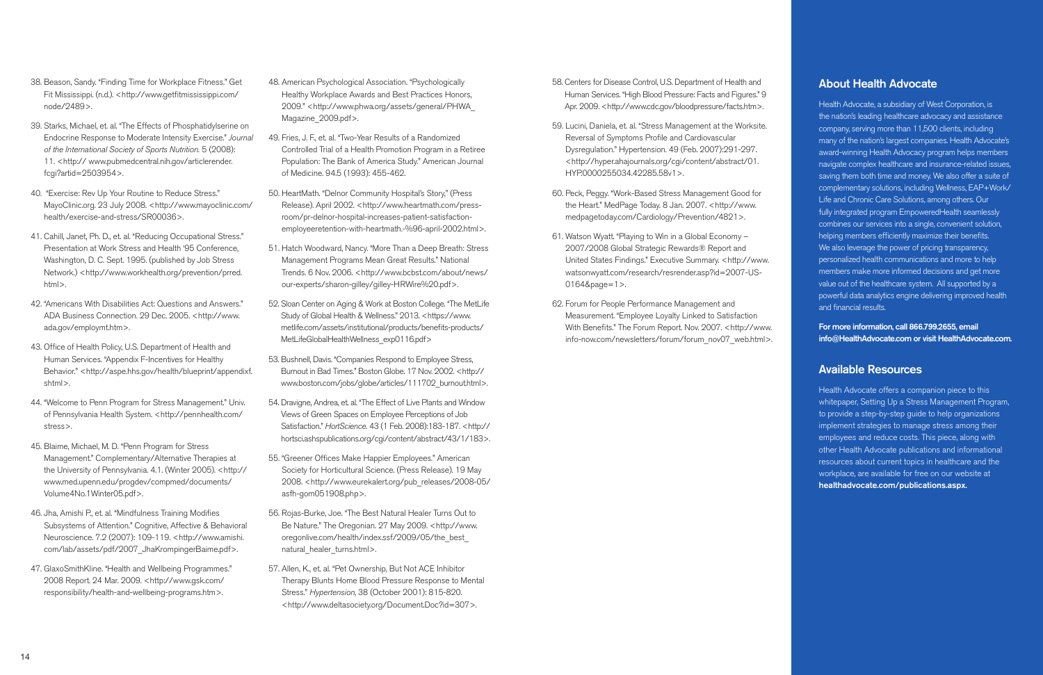38. Beason, Sandy. "Finding Time for Workplace Fitness." Get Fit Mississippi. (n.d.). <http://www.getfitmississippi.com/node/2489>.

39. Starks, Michael, et. al. "The Effects of Phosphatidylserine on Endocrine Response to Moderate Intensity Exercise." *Journal of the International Society of Sports Nutrition.* 5 (2008): 11. <http:// www.pubmedcentral.nih.gov/articlerender.fcgi?artid=2503954>.

40. "Exercise: Rev Up Your Routine to Reduce Stress." MayoClinic.org. 23 July 2008. <http://www.mayoclinic.com/health/exercise-and-stress/SR00036>.

41. Cahill, Janet, Ph. D., et. al. "Reducing Occupational Stress." Presentation at Work Stress and Health '95 Conference, Washington, D. C. Sept. 1995. (published by Job Stress Network.) <http://www.workhealth.org/prevention/prred.html>.

42. "Americans With Disabilities Act: Questions and Answers." ADA Business Connection. 29 Dec. 2005. <http://www.ada.gov/employmt.htm>.

43. Office of Health Policy, U.S. Department of Health and Human Services. "Appendix F-Incentives for Healthy Behavior." <http://aspe.hhs.gov/health/blueprint/appendixf.shtml>.

44. "Welcome to Penn Program for Stress Management." Univ. of Pennsylvania Health System. <http://pennhealth.com/stress>.

45. Blaime, Michael, M. D. "Penn Program for Stress Management." Complementary/Alternative Therapies at the University of Pennsylvania. 4.1. (Winter 2005). <http://www.med.upenn.edu/progdev/compmed/documents/Volume4No.1Winter05.pdf>.

46. Jha, Amishi P., et. al. "Mindfulness Training Modifies Subsystems of Attention." Cognitive, Affective & Behavioral Neuroscience. 7.2 (2007): 109-119. <http://www.amishi.com/lab/assets/pdf/2007_JhaKrompingerBaime.pdf>.

47. GlaxoSmithKline. "Health and Wellbeing Programmes." 2008 Report. 24 Mar. 2009. <http://www.gsk.com/responsibility/health-and-wellbeing-programs.htm>.

48. American Psychological Association. "Psychologically Healthy Workplace Awards and Best Practices Honors, 2009." <http://www.phwa.org/assets/general/PHWA_Magazine_2009.pdf>.

49. Fries, J. F., et. al. "Two-Year Results of a Randomized Controlled Trial of a Health Promotion Program in a Retiree Population: The Bank of America Study." American Journal of Medicine. 94.5 (1993): 455-462.

50. HeartMath. "Delnor Community Hospital's Story," (Press Release). April 2002. <http://www.heartmath.com/press-room/pr-delnor-hospital-increases-patient-satisfaction-employeeretention-with-heartmath.-%96-april-2002.html>.

51. Hatch Woodward, Nancy. "More Than a Deep Breath: Stress Management Programs Mean Great Results." National Trends. 6 Nov. 2006. <http://www.bcbst.com/about/news/our-experts/sharon-gilley/gilley-HRWire%20.pdf>.

52. Sloan Center on Aging & Work at Boston College. "The MetLife Study of Global Health & Wellness." 2013. <https://www.metlife.com/assets/institutional/products/benefits-products/MetLifeGlobalHealthWellness_exp0116.pdf>

53. Bushnell, Davis. "Companies Respond to Employee Stress, Burnout in Bad Times." Boston Globe. 17 Nov. 2002. <http://www.boston.com/jobs/globe/articles/111702_burnout.html>.

54. Dravigne, Andrea, et. al. "The Effect of Live Plants and Window Views of Green Spaces on Employee Perceptions of Job Satisfaction." *HortScience.* 43 (1 Feb. 2008):183-187. <http://hortsci.ashspublications.org/cgi/content/abstract/43/1/183>.

55. "Greener Offices Make Happier Employees." American Society for Horticultural Science. (Press Release). 19 May 2008. <http://www.eurekalert.org/pub_releases/2008-05/asfh-gom051908.php>.

56. Rojas-Burke, Joe. "The Best Natural Healer Turns Out to Be Nature." The Oregonian. 27 May 2009. <http://www.oregonlive.com/health/index.ssf/2009/05/the_best_natural_healer_turns.html>.

57. Allen, K., et. al. "Pet Ownership, But Not ACE Inhibitor Therapy Blunts Home Blood Pressure Response to Mental Stress." *Hypertension*, 38 (October 2001): 815-820. <http://www.deltasociety.org/Document.Doc?id=307>.

58. Centers for Disease Control, U.S. Department of Health and Human Services. "High Blood Pressure: Facts and Figures." 9 Apr. 2009. <http://www.cdc.gov/bloodpressure/facts.htm>.

59. Lucini, Daniela, et. al. "Stress Management at the Worksite. Reversal of Symptoms Profile and Cardiovascular Dysregulation." Hypertension. 49 (Feb. 2007):291-297. <http://hyper.ahajournals.org/cgi/content/abstract/01.HYP.0000255034.42285.58v1>.

60. Peck, Peggy. "Work-Based Stress Management Good for the Heart." MedPage Today. 8 Jan. 2007. <http://www.medpagetoday.com/Cardiology/Prevention/4821>.

61. Watson Wyatt. "Playing to Win in a Global Economy – 2007/2008 Global Strategic Rewards® Report and United States Findings." Executive Summary. <http://www.watsonwyatt.com/research/resrender.asp?id=2007-US-0164&page=1>.

62. Forum for People Performance Management and Measurement. "Employee Loyalty Linked to Satisfaction With Benefits." The Forum Report. Nov. 2007. <http://www.info-now.com/newsletters/forum/forum_nov07_web.html>.

## About Health Advocate

Health Advocate, a subsidiary of West Corporation, is the nation's leading healthcare advocacy and assistance company, serving more than 11,500 clients, including many of the nation's largest companies. Health Advocate's award-winning Health Advocacy program helps members navigate complex healthcare and insurance-related issues, saving them both time and money. We also offer a suite of complementary solutions, including Wellness, EAP+Work/Life and Chronic Care Solutions, among others. Our fully integrated program EmpoweredHealth seamlessly combines our services into a single, convenient solution, helping members efficiently maximize their benefits. We also leverage the power of pricing transparency, personalized health communications and more to help members make more informed decisions and get more value out of the healthcare system. All supported by a powerful data analytics engine delivering improved health and financial results.

**For more information, call 866.799.2655, email info@HealthAdvocate.com or visit HealthAdvocate.com.**

## Available Resources

Health Advocate offers a companion piece to this whitepaper, Setting Up a Stress Management Program, to provide a step-by-step guide to help organizations implement strategies to manage stress among their employees and reduce costs. This piece, along with other Health Advocate publications and informational resources about current topics in healthcare and the workplace, are available for free on our website at **healthadvocate.com/publications.aspx.**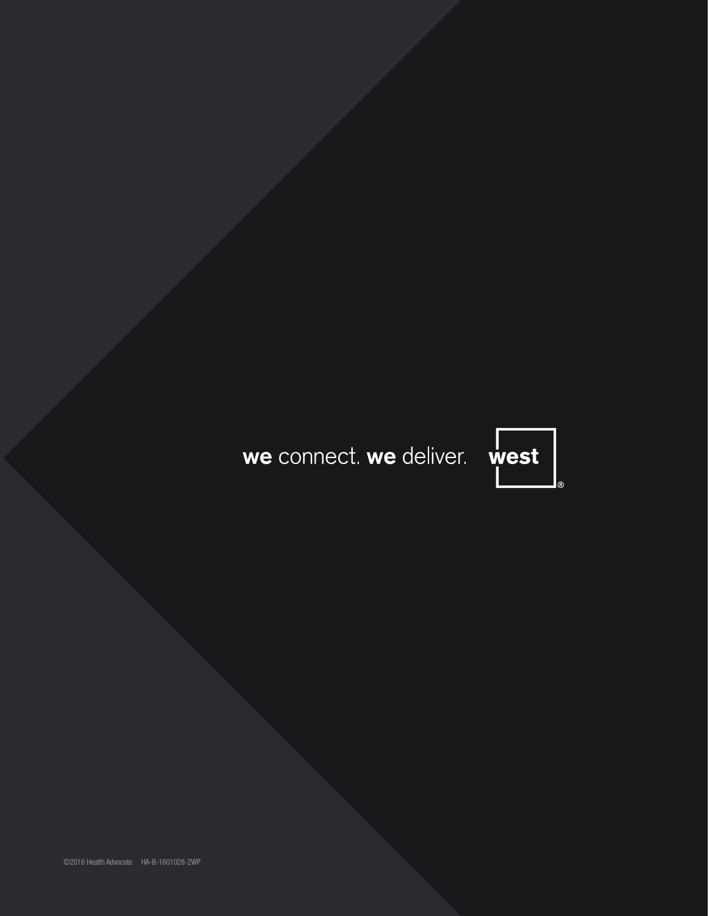**we** connect. **we** deliver.

west®

©2016 Health Advocate HA-B-1601028-2WP